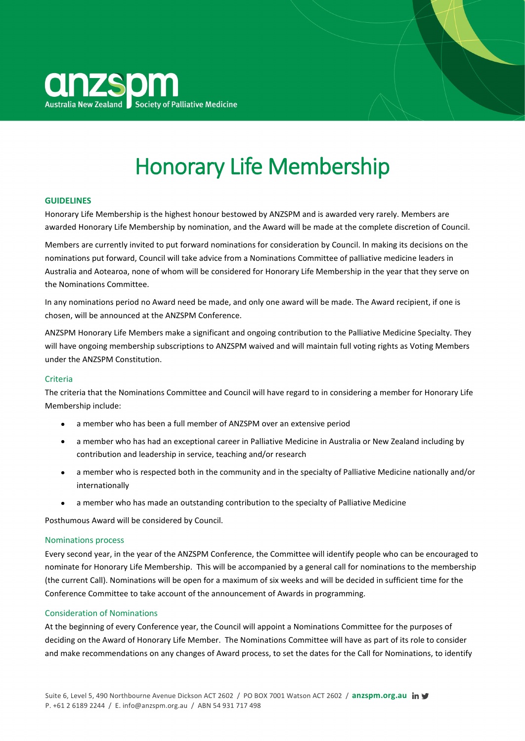# Honorary Life Membership

**GUIDELINES**

Honorary Life Membership is the highest honour bestowed by ANZSPM and is awarded very rarely. Members are awarded Honorary Life Membership by nomination, and the Award will be made at the complete discretion of Council.

Members are currently invited to put forward nominations for consideration by Council. In making its decisions on the nominations put forward, Council will take advice from a Nominations Committee of palliative medicine leaders in Australia and Aotearoa, none of whom will be considered for Honorary Life Membership in the year that they serve on the Nominations Committee.

In any nominations period no Award need be made, and only one award will be made. The Award recipient, if one is chosen, will be announced at the ANZSPM Conference.

ANZSPM Honorary Life Members make a significant and ongoing contribution to the Palliative Medicine Specialty. They will have ongoing membership subscriptions to ANZSPM waived and will maintain full voting rights as Voting Members under the ANZSPM Constitution.

## Criteria

The criteria that the Nominations Committee and Council will have regard to in considering a member for Honorary Life Membership include:

- a member who has been a full member of ANZSPM over an extensive period
- a member who has had an exceptional career in Palliative Medicine in Australia or New Zealand including by contribution and leadership in service, teaching and/or research
- a member who is respected both in the community and in the specialty of Palliative Medicine nationally and/or internationally
- a member who has made an outstanding contribution to the specialty of Palliative Medicine

Posthumous Award will be considered by Council.

## Nominations process

Every second year, in the year of the ANZSPM Conference, the Committee will identify people who can be encouraged to nominate for Honorary Life Membership. This will be accompanied by a general call for nominations to the membership (the current Call). Nominations will be open for a maximum of six weeks and will be decided in sufficient time for the Conference Committee to take account of the announcement of Awards in programming.

## Consideration of Nominations

At the beginning of every Conference year, the Council will appoint a Nominations Committee for the purposes of deciding on the Award of Honorary Life Member. The Nominations Committee will have as part of its role to consider and make recommendations on any changes of Award process, to set the dates for the Call for Nominations, to identify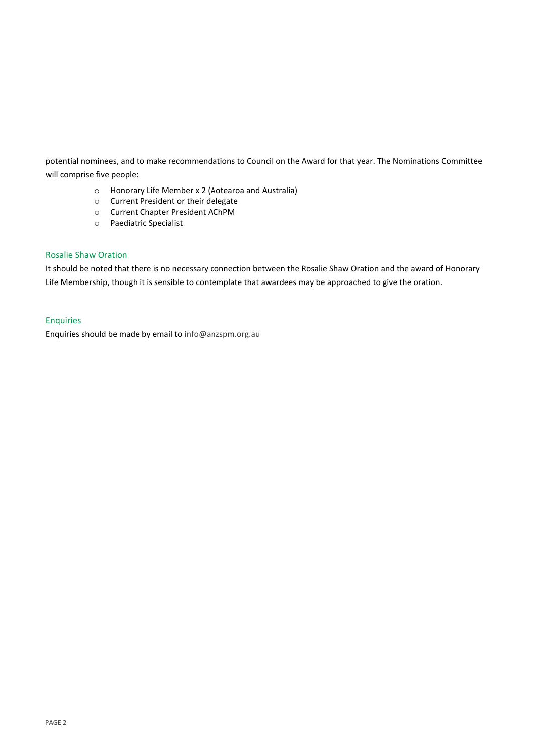potential nominees, and to make recommendations to Council on the Award for that year. The Nominations Committee will comprise five people:

- Honorary Life Member x 2 (Aotearoa and Australia)
- Current President or their delegate
- Current Chapter President AChPM
- Paediatric Specialist

## Rosalie Shaw Oration

It should be noted that there is no necessary connection between the Rosalie Shaw Oration and the award of Honorary Life Membership, though it is sensible to contemplate that awardees may be approached to give the oration.

## Enquiries

Enquiries should be made by email to info@anzspm.org.au